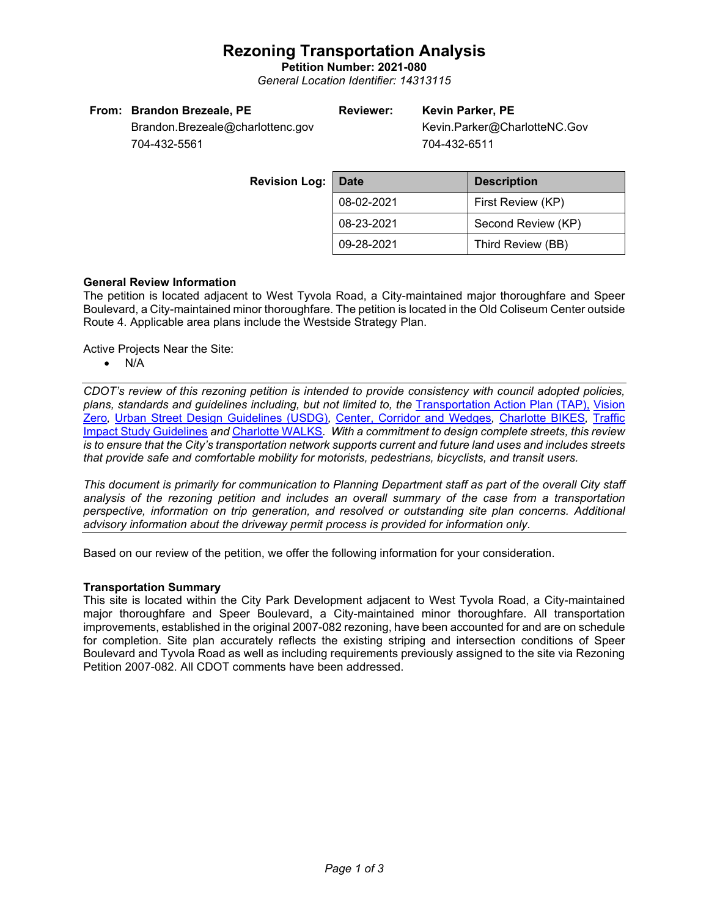# Rezoning Transportation Analysis

**Petition Number: 2021-080**

*General Location Identifier: 14313115*

| | | | |
|---|---|---|---|
| **From:** | **Brandon Brezeale, PE** | **Reviewer:** | **Kevin Parker, PE** |
| | Brandon.Brezeale@charlottenc.gov | | Kevin.Parker@CharlotteNC.Gov |
| | 704-432-5561 | | 704-432-6511 |

**Revision Log:**

| Date | Description |
|---|---|
| 08-02-2021 | First Review (KP) |
| 08-23-2021 | Second Review (KP) |
| 09-28-2021 | Third Review (BB) |

### General Review Information

The petition is located adjacent to West Tyvola Road, a City-maintained major thoroughfare and Speer Boulevard, a City-maintained minor thoroughfare. The petition is located in the Old Coliseum Center outside Route 4. Applicable area plans include the Westside Strategy Plan.

Active Projects Near the Site:

- N/A

---

*CDOT's review of this rezoning petition is intended to provide consistency with council adopted policies, plans, standards and guidelines including, but not limited to, the* Transportation Action Plan (TAP), Vision Zero*,* Urban Street Design Guidelines (USDG)*,* Center, Corridor and Wedges*,* Charlotte BIKES*,* Traffic Impact Study Guidelines *and* Charlotte WALKS*. With a commitment to design complete streets, this review is to ensure that the City's transportation network supports current and future land uses and includes streets that provide safe and comfortable mobility for motorists, pedestrians, bicyclists, and transit users.*

*This document is primarily for communication to Planning Department staff as part of the overall City staff analysis of the rezoning petition and includes an overall summary of the case from a transportation perspective, information on trip generation, and resolved or outstanding site plan concerns. Additional advisory information about the driveway permit process is provided for information only.*

---

Based on our review of the petition, we offer the following information for your consideration.

### Transportation Summary

This site is located within the City Park Development adjacent to West Tyvola Road, a City-maintained major thoroughfare and Speer Boulevard, a City-maintained minor thoroughfare. All transportation improvements, established in the original 2007-082 rezoning, have been accounted for and are on schedule for completion. Site plan accurately reflects the existing striping and intersection conditions of Speer Boulevard and Tyvola Road as well as including requirements previously assigned to the site via Rezoning Petition 2007-082. All CDOT comments have been addressed.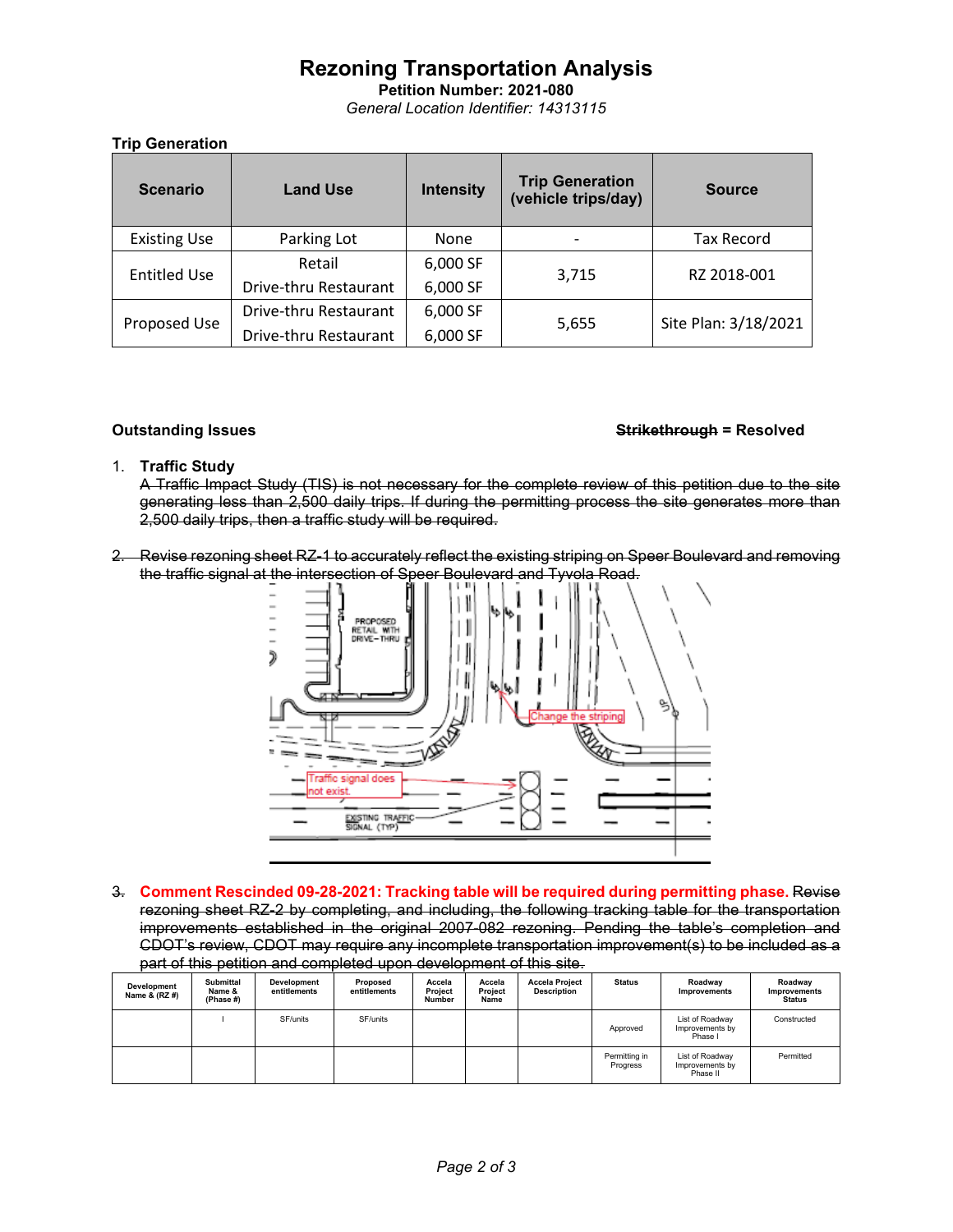# Rezoning Transportation Analysis

**Petition Number: 2021-080**

*General Location Identifier: 14313115*

**Trip Generation**

| Scenario | Land Use | Intensity | Trip Generation (vehicle trips/day) | Source |
|---|---|---|---|---|
| Existing Use | Parking Lot | None | - | Tax Record |
| Entitled Use | Retail | 6,000 SF | 3,715 | RZ 2018-001 |
| | Drive-thru Restaurant | 6,000 SF | | |
| Proposed Use | Drive-thru Restaurant | 6,000 SF | 5,655 | Site Plan: 3/18/2021 |
| | Drive-thru Restaurant | 6,000 SF | | |

**Outstanding Issues** **~~Strikethrough~~ = Resolved**

1. **Traffic Study**
   ~~A Traffic Impact Study (TIS) is not necessary for the complete review of this petition due to the site generating less than 2,500 daily trips. If during the permitting process the site generates more than 2,500 daily trips, then a traffic study will be required.~~

2. ~~Revise rezoning sheet RZ-1 to accurately reflect the existing striping on Speer Boulevard and removing the traffic signal at the intersection of Speer Boulevard and Tyvola Road.~~

PROPOSED RETAIL WITH DRIVE-THRU

Change the striping

Traffic signal does not exist

EXISTING TRAFFIC SIGNAL (TYP)

3. **Comment Rescinded 09-28-2021: Tracking table will be required during permitting phase.** ~~Revise rezoning sheet RZ-2 by completing, and including, the following tracking table for the transportation improvements established in the original 2007-082 rezoning. Pending the table's completion and CDOT's review, CDOT may require any incomplete transportation improvement(s) to be included as a part of this petition and completed upon development of this site.~~

| Development Name & (RZ #) | Submittal Name & (Phase #) | Development entitlements | Proposed entitlements | Accela Project Number | Accela Project Name | Accela Project Description | Status | Roadway Improvements | Roadway Improvements Status |
|---|---|---|---|---|---|---|---|---|---|
| | I | SF/units | SF/units | | | | Approved | List of Roadway Improvements by Phase I | Constructed |
| | | | | | | | Permitting in Progress | List of Roadway Improvements by Phase II | Permitted |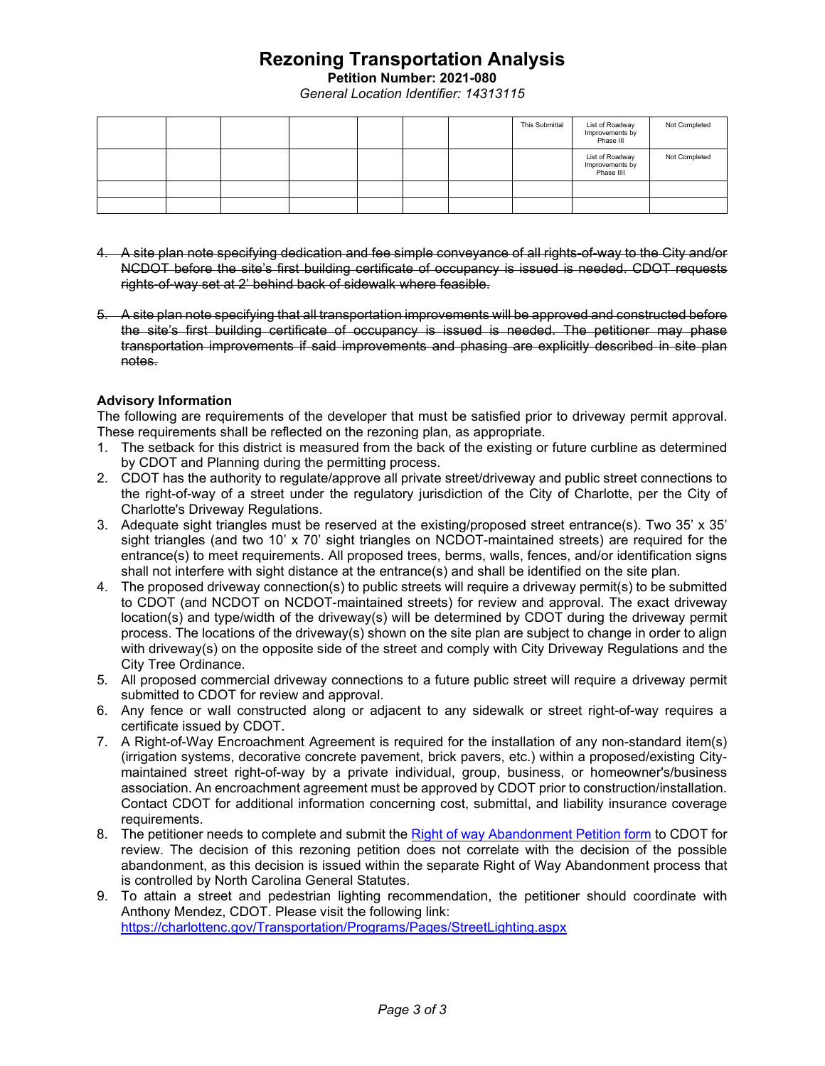# Rezoning Transportation Analysis

**Petition Number: 2021-080**

*General Location Identifier: 14313115*

| | | | | | | | | | |
|---|---|---|---|---|---|---|---|---|---|
| | | | | | | | This Submittal | List of Roadway Improvements by Phase III | Not Completed |
| | | | | | | | | List of Roadway Improvements by Phase IIII | Not Completed |
| | | | | | | | | | |
| | | | | | | | | | |

4. ~~A site plan note specifying dedication and fee simple conveyance of all rights-of-way to the City and/or NCDOT before the site's first building certificate of occupancy is issued is needed. CDOT requests rights-of-way set at 2' behind back of sidewalk where feasible.~~

5. ~~A site plan note specifying that all transportation improvements will be approved and constructed before the site's first building certificate of occupancy is issued is needed. The petitioner may phase transportation improvements if said improvements and phasing are explicitly described in site plan notes.~~

**Advisory Information**

The following are requirements of the developer that must be satisfied prior to driveway permit approval. These requirements shall be reflected on the rezoning plan, as appropriate.

1. The setback for this district is measured from the back of the existing or future curbline as determined by CDOT and Planning during the permitting process.
2. CDOT has the authority to regulate/approve all private street/driveway and public street connections to the right-of-way of a street under the regulatory jurisdiction of the City of Charlotte, per the City of Charlotte's Driveway Regulations.
3. Adequate sight triangles must be reserved at the existing/proposed street entrance(s). Two 35' x 35' sight triangles (and two 10' x 70' sight triangles on NCDOT-maintained streets) are required for the entrance(s) to meet requirements. All proposed trees, berms, walls, fences, and/or identification signs shall not interfere with sight distance at the entrance(s) and shall be identified on the site plan.
4. The proposed driveway connection(s) to public streets will require a driveway permit(s) to be submitted to CDOT (and NCDOT on NCDOT-maintained streets) for review and approval. The exact driveway location(s) and type/width of the driveway(s) will be determined by CDOT during the driveway permit process. The locations of the driveway(s) shown on the site plan are subject to change in order to align with driveway(s) on the opposite side of the street and comply with City Driveway Regulations and the City Tree Ordinance.
5. All proposed commercial driveway connections to a future public street will require a driveway permit submitted to CDOT for review and approval.
6. Any fence or wall constructed along or adjacent to any sidewalk or street right-of-way requires a certificate issued by CDOT.
7. A Right-of-Way Encroachment Agreement is required for the installation of any non-standard item(s) (irrigation systems, decorative concrete pavement, brick pavers, etc.) within a proposed/existing City-maintained street right-of-way by a private individual, group, business, or homeowner's/business association. An encroachment agreement must be approved by CDOT prior to construction/installation. Contact CDOT for additional information concerning cost, submittal, and liability insurance coverage requirements.
8. The petitioner needs to complete and submit the Right of way Abandonment Petition form to CDOT for review. The decision of this rezoning petition does not correlate with the decision of the possible abandonment, as this decision is issued within the separate Right of Way Abandonment process that is controlled by North Carolina General Statutes.
9. To attain a street and pedestrian lighting recommendation, the petitioner should coordinate with Anthony Mendez, CDOT. Please visit the following link: https://charlottenc.gov/Transportation/Programs/Pages/StreetLighting.aspx